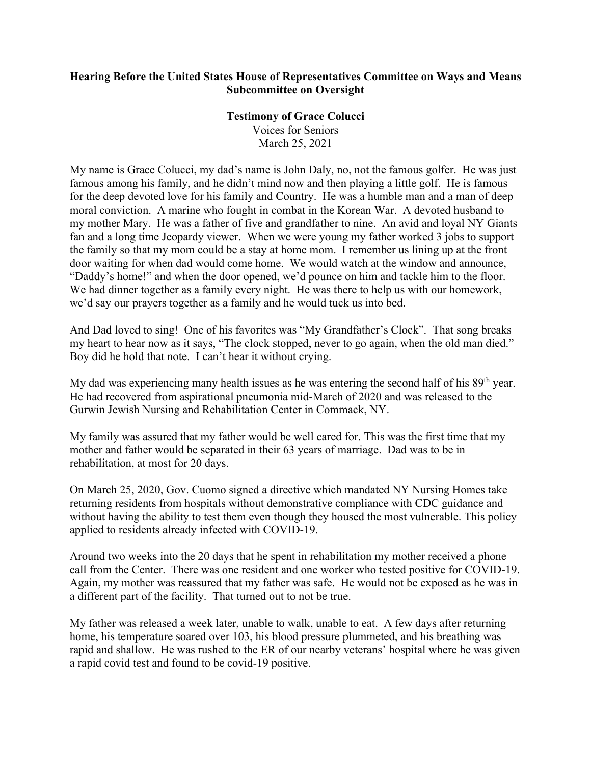**Hearing Before the United States House of Representatives Committee on Ways and Means Subcommittee on Oversight**

**Testimony of Grace Colucci**

Voices for Seniors

March 25, 2021

My name is Grace Colucci, my dad's name is John Daly, no, not the famous golfer. He was just famous among his family, and he didn't mind now and then playing a little golf. He is famous for the deep devoted love for his family and Country. He was a humble man and a man of deep moral conviction. A marine who fought in combat in the Korean War. A devoted husband to my mother Mary. He was a father of five and grandfather to nine. An avid and loyal NY Giants fan and a long time Jeopardy viewer. When we were young my father worked 3 jobs to support the family so that my mom could be a stay at home mom. I remember us lining up at the front door waiting for when dad would come home. We would watch at the window and announce, "Daddy's home!" and when the door opened, we'd pounce on him and tackle him to the floor. We had dinner together as a family every night. He was there to help us with our homework, we'd say our prayers together as a family and he would tuck us into bed.

And Dad loved to sing! One of his favorites was "My Grandfather's Clock". That song breaks my heart to hear now as it says, "The clock stopped, never to go again, when the old man died." Boy did he hold that note. I can't hear it without crying.

My dad was experiencing many health issues as he was entering the second half of his 89th year. He had recovered from aspirational pneumonia mid-March of 2020 and was released to the Gurwin Jewish Nursing and Rehabilitation Center in Commack, NY.

My family was assured that my father would be well cared for. This was the first time that my mother and father would be separated in their 63 years of marriage. Dad was to be in rehabilitation, at most for 20 days.

On March 25, 2020, Gov. Cuomo signed a directive which mandated NY Nursing Homes take returning residents from hospitals without demonstrative compliance with CDC guidance and without having the ability to test them even though they housed the most vulnerable. This policy applied to residents already infected with COVID-19.

Around two weeks into the 20 days that he spent in rehabilitation my mother received a phone call from the Center. There was one resident and one worker who tested positive for COVID-19. Again, my mother was reassured that my father was safe. He would not be exposed as he was in a different part of the facility. That turned out to not be true.

My father was released a week later, unable to walk, unable to eat. A few days after returning home, his temperature soared over 103, his blood pressure plummeted, and his breathing was rapid and shallow. He was rushed to the ER of our nearby veterans' hospital where he was given a rapid covid test and found to be covid-19 positive.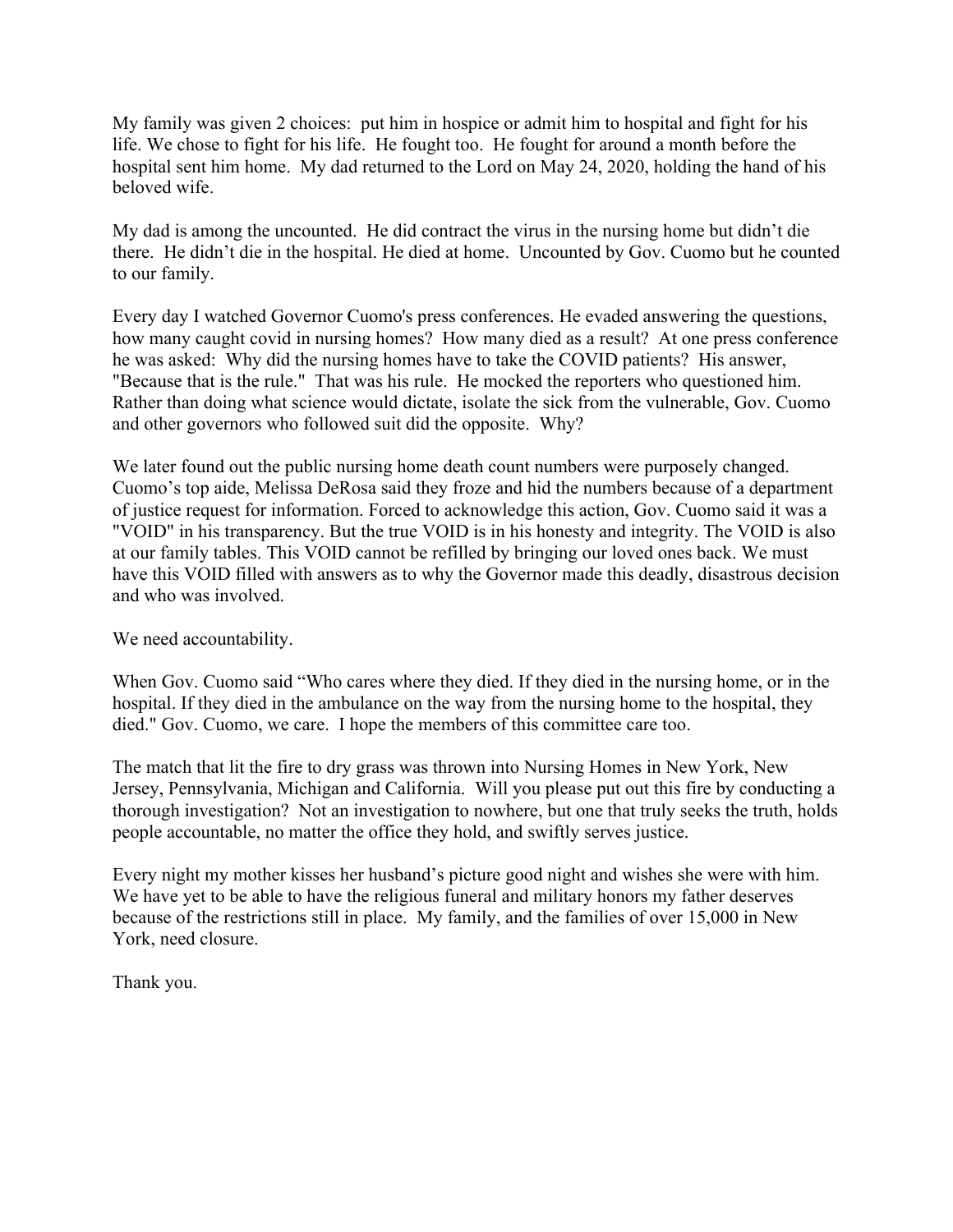My family was given 2 choices: put him in hospice or admit him to hospital and fight for his life. We chose to fight for his life. He fought too. He fought for around a month before the hospital sent him home. My dad returned to the Lord on May 24, 2020, holding the hand of his beloved wife.

My dad is among the uncounted. He did contract the virus in the nursing home but didn't die there. He didn't die in the hospital. He died at home. Uncounted by Gov. Cuomo but he counted to our family.

Every day I watched Governor Cuomo's press conferences. He evaded answering the questions, how many caught covid in nursing homes? How many died as a result? At one press conference he was asked: Why did the nursing homes have to take the COVID patients? His answer, "Because that is the rule." That was his rule. He mocked the reporters who questioned him. Rather than doing what science would dictate, isolate the sick from the vulnerable, Gov. Cuomo and other governors who followed suit did the opposite. Why?

We later found out the public nursing home death count numbers were purposely changed. Cuomo's top aide, Melissa DeRosa said they froze and hid the numbers because of a department of justice request for information. Forced to acknowledge this action, Gov. Cuomo said it was a "VOID" in his transparency. But the true VOID is in his honesty and integrity. The VOID is also at our family tables. This VOID cannot be refilled by bringing our loved ones back. We must have this VOID filled with answers as to why the Governor made this deadly, disastrous decision and who was involved.

We need accountability.

When Gov. Cuomo said "Who cares where they died. If they died in the nursing home, or in the hospital. If they died in the ambulance on the way from the nursing home to the hospital, they died." Gov. Cuomo, we care. I hope the members of this committee care too.

The match that lit the fire to dry grass was thrown into Nursing Homes in New York, New Jersey, Pennsylvania, Michigan and California. Will you please put out this fire by conducting a thorough investigation? Not an investigation to nowhere, but one that truly seeks the truth, holds people accountable, no matter the office they hold, and swiftly serves justice.

Every night my mother kisses her husband's picture good night and wishes she were with him. We have yet to be able to have the religious funeral and military honors my father deserves because of the restrictions still in place. My family, and the families of over 15,000 in New York, need closure.

Thank you.